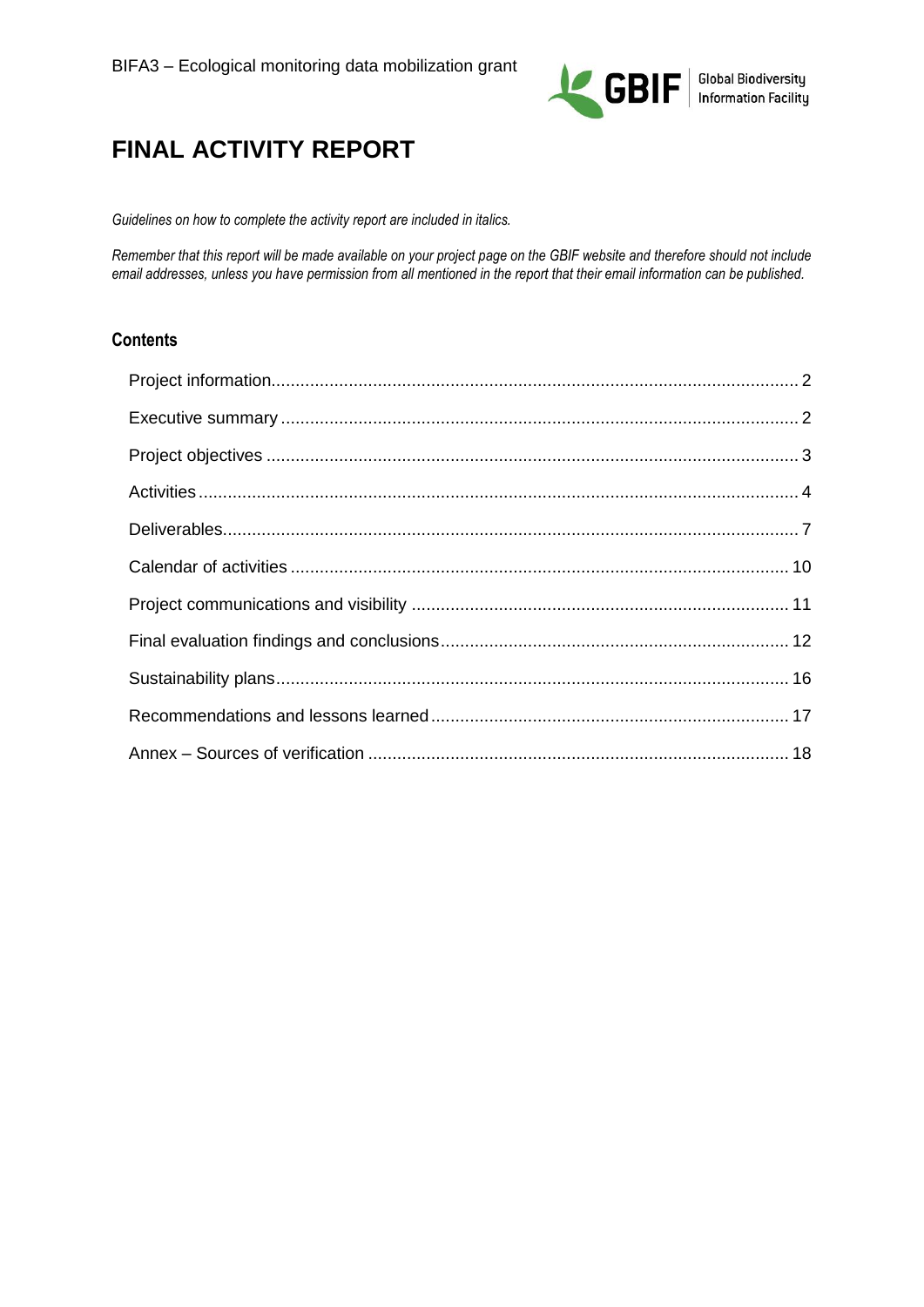BIFA3 – Ecological monitoring data mobilization grant

# FINAL ACTIVITY REPORT

*Guidelines on how to complete the activity report are included in italics.*

*Remember that this report will be made available on your project page on the GBIF website and therefore should not include email addresses, unless you have permission from all mentioned in the report that their email information can be published.*

## Contents

- Project information ... 2
- Executive summary ... 2
- Project objectives ... 3
- Activities ... 4
- Deliverables ... 7
- Calendar of activities ... 10
- Project communications and visibility ... 11
- Final evaluation findings and conclusions ... 12
- Sustainability plans ... 16
- Recommendations and lessons learned ... 17
- Annex – Sources of verification ... 18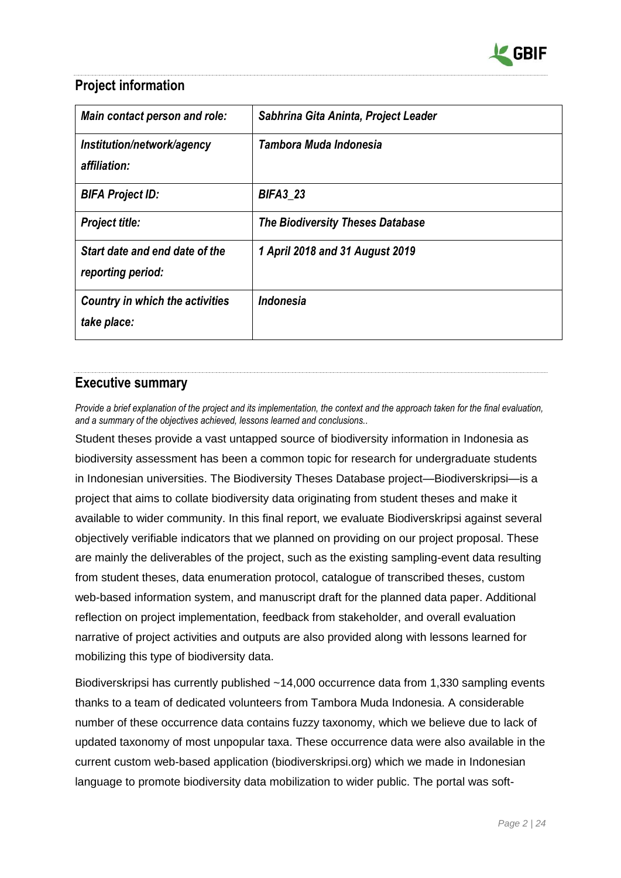## Project information

| *Main contact person and role:* | *Sabhrina Gita Aninta, Project Leader* |
|---|---|
| *Institution/network/agency affiliation:* | *Tambora Muda Indonesia* |
| *BIFA Project ID:* | *BIFA3_23* |
| *Project title:* | *The Biodiversity Theses Database* |
| *Start date and end date of the reporting period:* | *1 April 2018 and 31 August 2019* |
| *Country in which the activities take place:* | *Indonesia* |

## Executive summary

*Provide a brief explanation of the project and its implementation, the context and the approach taken for the final evaluation, and a summary of the objectives achieved, lessons learned and conclusions..*

Student theses provide a vast untapped source of biodiversity information in Indonesia as biodiversity assessment has been a common topic for research for undergraduate students in Indonesian universities. The Biodiversity Theses Database project—Biodiverskripsi—is a project that aims to collate biodiversity data originating from student theses and make it available to wider community. In this final report, we evaluate Biodiverskripsi against several objectively verifiable indicators that we planned on providing on our project proposal. These are mainly the deliverables of the project, such as the existing sampling-event data resulting from student theses, data enumeration protocol, catalogue of transcribed theses, custom web-based information system, and manuscript draft for the planned data paper. Additional reflection on project implementation, feedback from stakeholder, and overall evaluation narrative of project activities and outputs are also provided along with lessons learned for mobilizing this type of biodiversity data.

Biodiverskripsi has currently published ~14,000 occurrence data from 1,330 sampling events thanks to a team of dedicated volunteers from Tambora Muda Indonesia. A considerable number of these occurrence data contains fuzzy taxonomy, which we believe due to lack of updated taxonomy of most unpopular taxa. These occurrence data were also available in the current custom web-based application (biodiverskripsi.org) which we made in Indonesian language to promote biodiversity data mobilization to wider public. The portal was soft-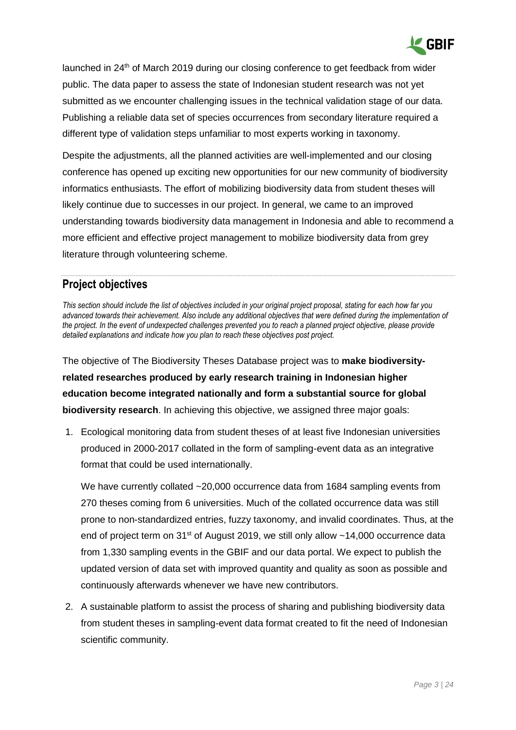launched in 24th of March 2019 during our closing conference to get feedback from wider public. The data paper to assess the state of Indonesian student research was not yet submitted as we encounter challenging issues in the technical validation stage of our data. Publishing a reliable data set of species occurrences from secondary literature required a different type of validation steps unfamiliar to most experts working in taxonomy.

Despite the adjustments, all the planned activities are well-implemented and our closing conference has opened up exciting new opportunities for our new community of biodiversity informatics enthusiasts. The effort of mobilizing biodiversity data from student theses will likely continue due to successes in our project. In general, we came to an improved understanding towards biodiversity data management in Indonesia and able to recommend a more efficient and effective project management to mobilize biodiversity data from grey literature through volunteering scheme.

## Project objectives

*This section should include the list of objectives included in your original project proposal, stating for each how far you advanced towards their achievement. Also include any additional objectives that were defined during the implementation of the project. In the event of undexpected challenges prevented you to reach a planned project objective, please provide detailed explanations and indicate how you plan to reach these objectives post project.*

The objective of The Biodiversity Theses Database project was to **make biodiversity-related researches produced by early research training in Indonesian higher education become integrated nationally and form a substantial source for global biodiversity research**. In achieving this objective, we assigned three major goals:

1. Ecological monitoring data from student theses of at least five Indonesian universities produced in 2000-2017 collated in the form of sampling-event data as an integrative format that could be used internationally.

   We have currently collated ~20,000 occurrence data from 1684 sampling events from 270 theses coming from 6 universities. Much of the collated occurrence data was still prone to non-standardized entries, fuzzy taxonomy, and invalid coordinates. Thus, at the end of project term on 31st of August 2019, we still only allow ~14,000 occurrence data from 1,330 sampling events in the GBIF and our data portal. We expect to publish the updated version of data set with improved quantity and quality as soon as possible and continuously afterwards whenever we have new contributors.

2. A sustainable platform to assist the process of sharing and publishing biodiversity data from student theses in sampling-event data format created to fit the need of Indonesian scientific community.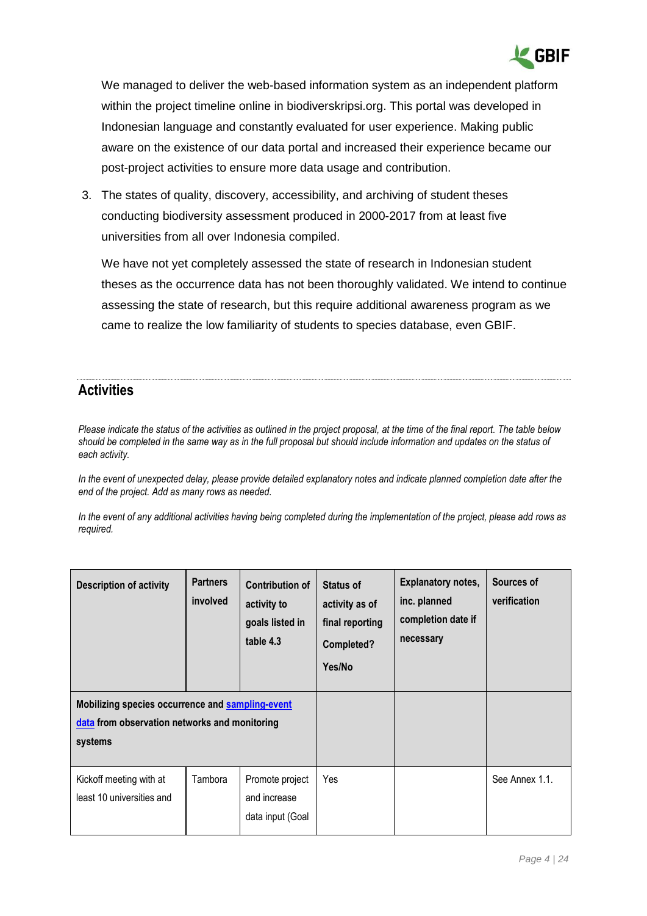We managed to deliver the web-based information system as an independent platform within the project timeline online in biodiverskripsi.org. This portal was developed in Indonesian language and constantly evaluated for user experience. Making public aware on the existence of our data portal and increased their experience became our post-project activities to ensure more data usage and contribution.

3. The states of quality, discovery, accessibility, and archiving of student theses conducting biodiversity assessment produced in 2000-2017 from at least five universities from all over Indonesia compiled.

   We have not yet completely assessed the state of research in Indonesian student theses as the occurrence data has not been thoroughly validated. We intend to continue assessing the state of research, but this require additional awareness program as we came to realize the low familiarity of students to species database, even GBIF.

## Activities

*Please indicate the status of the activities as outlined in the project proposal, at the time of the final report. The table below should be completed in the same way as in the full proposal but should include information and updates on the status of each activity.*

*In the event of unexpected delay, please provide detailed explanatory notes and indicate planned completion date after the end of the project. Add as many rows as needed.*

*In the event of any additional activities having being completed during the implementation of the project, please add rows as required.*

| Description of activity | Partners involved | Contribution of activity to goals listed in table 4.3 | Status of activity as of final reporting Completed? Yes/No | Explanatory notes, inc. planned completion date if necessary | Sources of verification |
|---|---|---|---|---|---|
| **Mobilizing species occurrence and sampling-event data from observation networks and monitoring systems** | | | | | |
| Kickoff meeting with at least 10 universities and | Tambora | Promote project and increase data input (Goal | Yes | | See Annex 1.1. |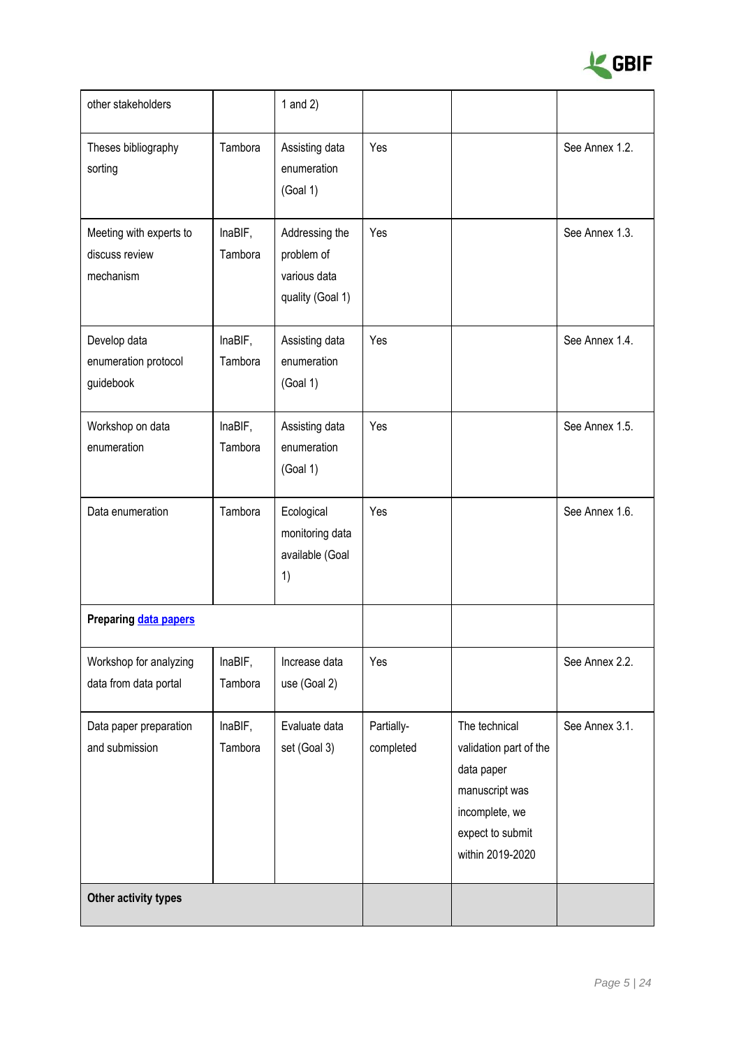| other stakeholders | | 1 and 2) | | | |
|---|---|---|---|---|---|
| Theses bibliography sorting | Tambora | Assisting data enumeration (Goal 1) | Yes | | See Annex 1.2. |
| Meeting with experts to discuss review mechanism | InaBIF, Tambora | Addressing the problem of various data quality (Goal 1) | Yes | | See Annex 1.3. |
| Develop data enumeration protocol guidebook | InaBIF, Tambora | Assisting data enumeration (Goal 1) | Yes | | See Annex 1.4. |
| Workshop on data enumeration | InaBIF, Tambora | Assisting data enumeration (Goal 1) | Yes | | See Annex 1.5. |
| Data enumeration | Tambora | Ecological monitoring data available (Goal 1) | Yes | | See Annex 1.6. |
| **Preparing [data papers]** | | | | | |
| Workshop for analyzing data from data portal | InaBIF, Tambora | Increase data use (Goal 2) | Yes | | See Annex 2.2. |
| Data paper preparation and submission | InaBIF, Tambora | Evaluate data set (Goal 3) | Partially-completed | The technical validation part of the data paper manuscript was incomplete, we expect to submit within 2019-2020 | See Annex 3.1. |
| **Other activity types** | | | | | |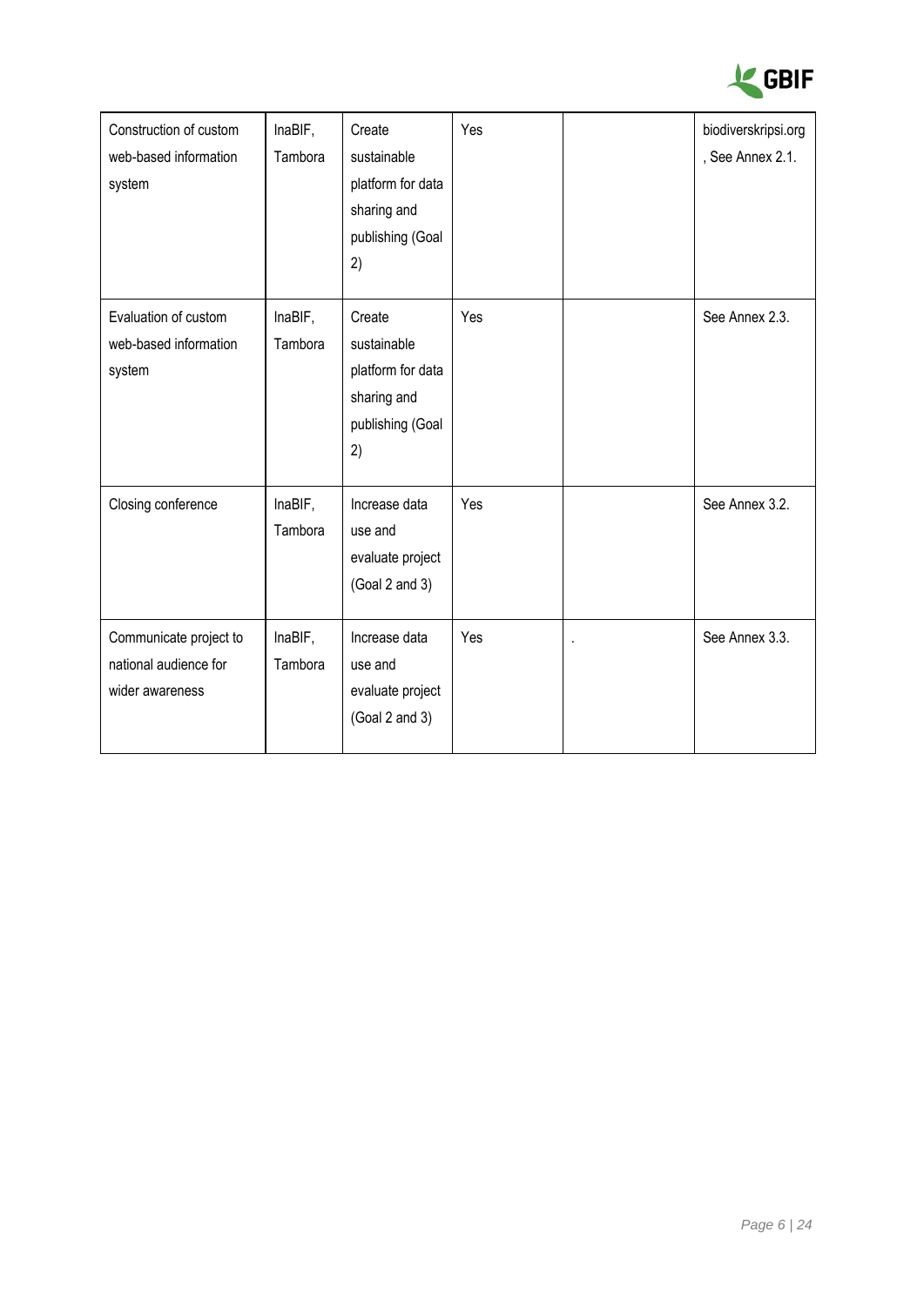| | | | | | |
|---|---|---|---|---|---|
| Construction of custom web-based information system | InaBIF, Tambora | Create sustainable platform for data sharing and publishing (Goal 2) | Yes | | biodiverskripsi.org, See Annex 2.1. |
| Evaluation of custom web-based information system | InaBIF, Tambora | Create sustainable platform for data sharing and publishing (Goal 2) | Yes | | See Annex 2.3. |
| Closing conference | InaBIF, Tambora | Increase data use and evaluate project (Goal 2 and 3) | Yes | | See Annex 3.2. |
| Communicate project to national audience for wider awareness | InaBIF, Tambora | Increase data use and evaluate project (Goal 2 and 3) | Yes | . | See Annex 3.3. |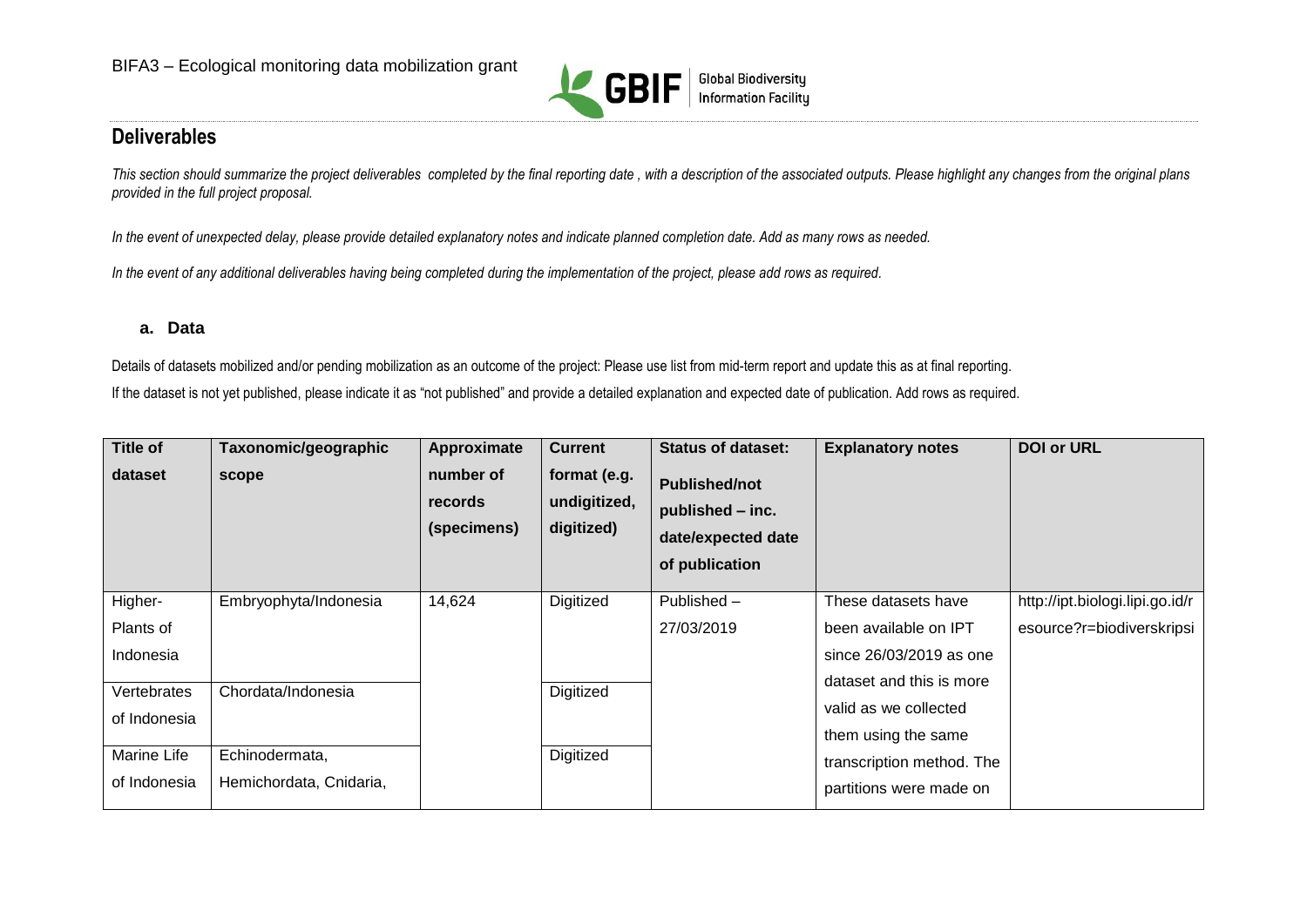## Deliverables

*This section should summarize the project deliverables completed by the final reporting date , with a description of the associated outputs. Please highlight any changes from the original plans provided in the full project proposal.*

*In the event of unexpected delay, please provide detailed explanatory notes and indicate planned completion date. Add as many rows as needed.*

*In the event of any additional deliverables having being completed during the implementation of the project, please add rows as required.*

### a. Data

Details of datasets mobilized and/or pending mobilization as an outcome of the project: Please use list from mid-term report and update this as at final reporting.

If the dataset is not yet published, please indicate it as "not published" and provide a detailed explanation and expected date of publication. Add rows as required.

| Title of dataset | Taxonomic/geographic scope | Approximate number of records (specimens) | Current format (e.g. undigitized, digitized) | Status of dataset: Published/not published – inc. date/expected date of publication | Explanatory notes | DOI or URL |
|---|---|---|---|---|---|---|
| Higher-Plants of Indonesia | Embryophyta/Indonesia | 14,624 | Digitized | Published – 27/03/2019 | These datasets have been available on IPT since 26/03/2019 as one dataset and this is more valid as we collected them using the same transcription method. The partitions were made on | http://ipt.biologi.lipi.go.id/resource?r=biodiverskripsi |
| Vertebrates of Indonesia | Chordata/Indonesia | | Digitized | | | |
| Marine Life of Indonesia | Echinodermata, Hemichordata, Cnidaria, | | Digitized | | | |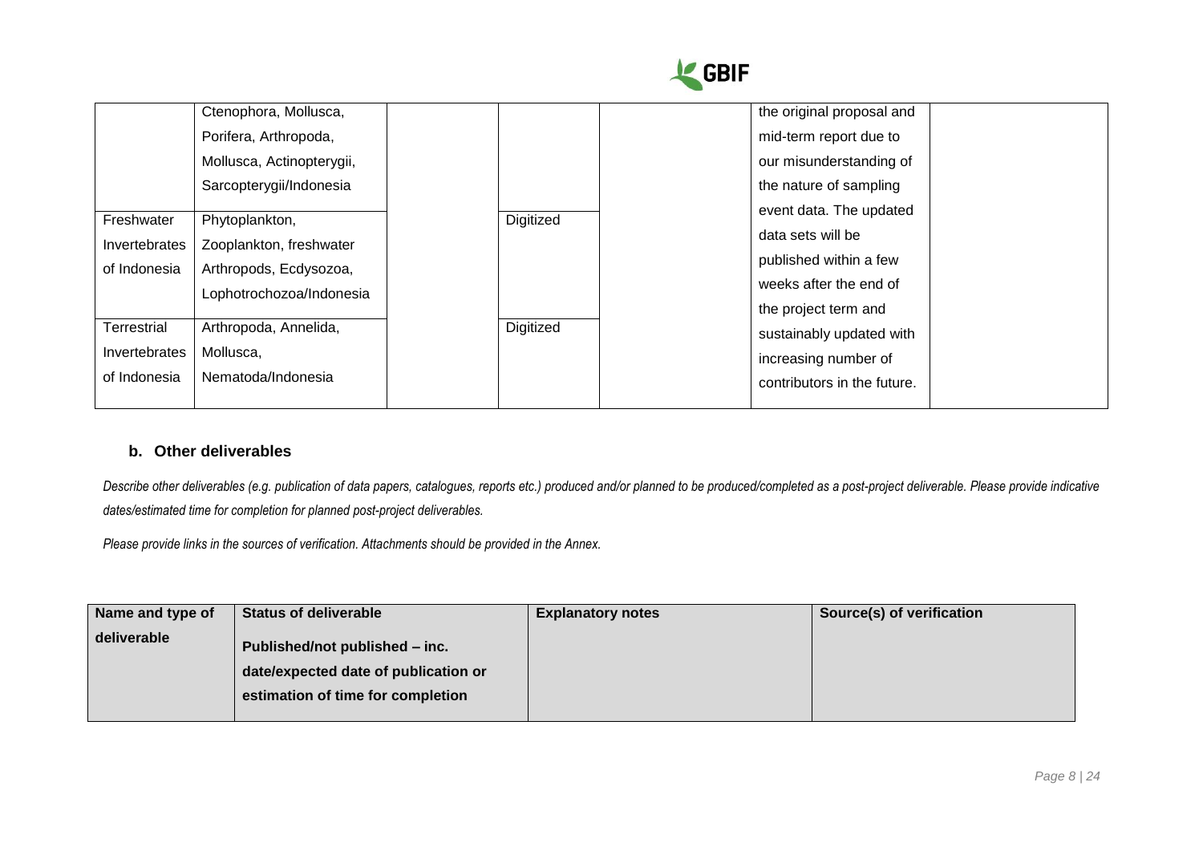| | | | | | | |
|---|---|---|---|---|---|---|
| | Ctenophora, Mollusca, Porifera, Arthropoda, Mollusca, Actinopterygii, Sarcopterygii/Indonesia | | | | the original proposal and mid-term report due to our misunderstanding of the nature of sampling event data. The updated data sets will be published within a few weeks after the end of the project term and sustainably updated with increasing number of contributors in the future. | |
| Freshwater Invertebrates of Indonesia | Phytoplankton, Zooplankton, freshwater Arthropods, Ecdysozoa, Lophotrochozoa/Indonesia | | Digitized | | | |
| Terrestrial Invertebrates of Indonesia | Arthropoda, Annelida, Mollusca, Nematoda/Indonesia | | Digitized | | | |

### b. Other deliverables

*Describe other deliverables (e.g. publication of data papers, catalogues, reports etc.) produced and/or planned to be produced/completed as a post-project deliverable. Please provide indicative dates/estimated time for completion for planned post-project deliverables.*

*Please provide links in the sources of verification. Attachments should be provided in the Annex.*

| Name and type of deliverable | Status of deliverable<br>Published/not published – inc. date/expected date of publication or estimation of time for completion | Explanatory notes | Source(s) of verification |
|---|---|---|---|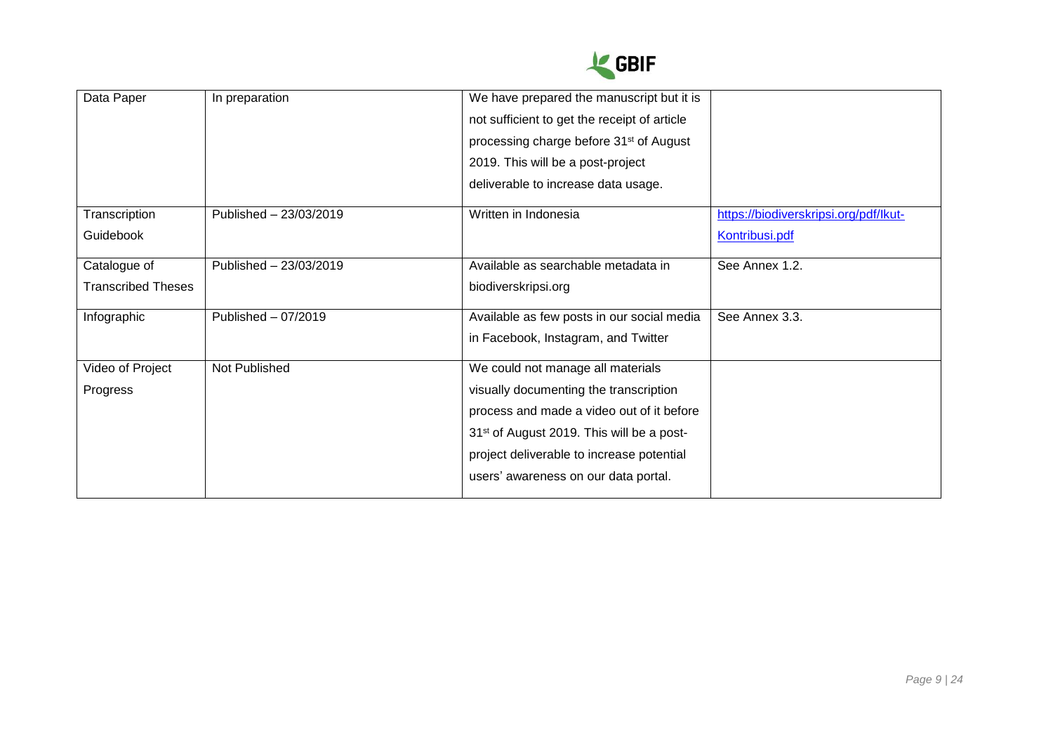| Data Paper | In preparation | We have prepared the manuscript but it is not sufficient to get the receipt of article processing charge before 31st of August 2019. This will be a post-project deliverable to increase data usage. | |
|---|---|---|---|
| Transcription Guidebook | Published – 23/03/2019 | Written in Indonesia | https://biodiverskripsi.org/pdf/Ikut-Kontribusi.pdf |
| Catalogue of Transcribed Theses | Published – 23/03/2019 | Available as searchable metadata in biodiverskripsi.org | See Annex 1.2. |
| Infographic | Published – 07/2019 | Available as few posts in our social media in Facebook, Instagram, and Twitter | See Annex 3.3. |
| Video of Project Progress | Not Published | We could not manage all materials visually documenting the transcription process and made a video out of it before 31st of August 2019. This will be a post-project deliverable to increase potential users' awareness on our data portal. | |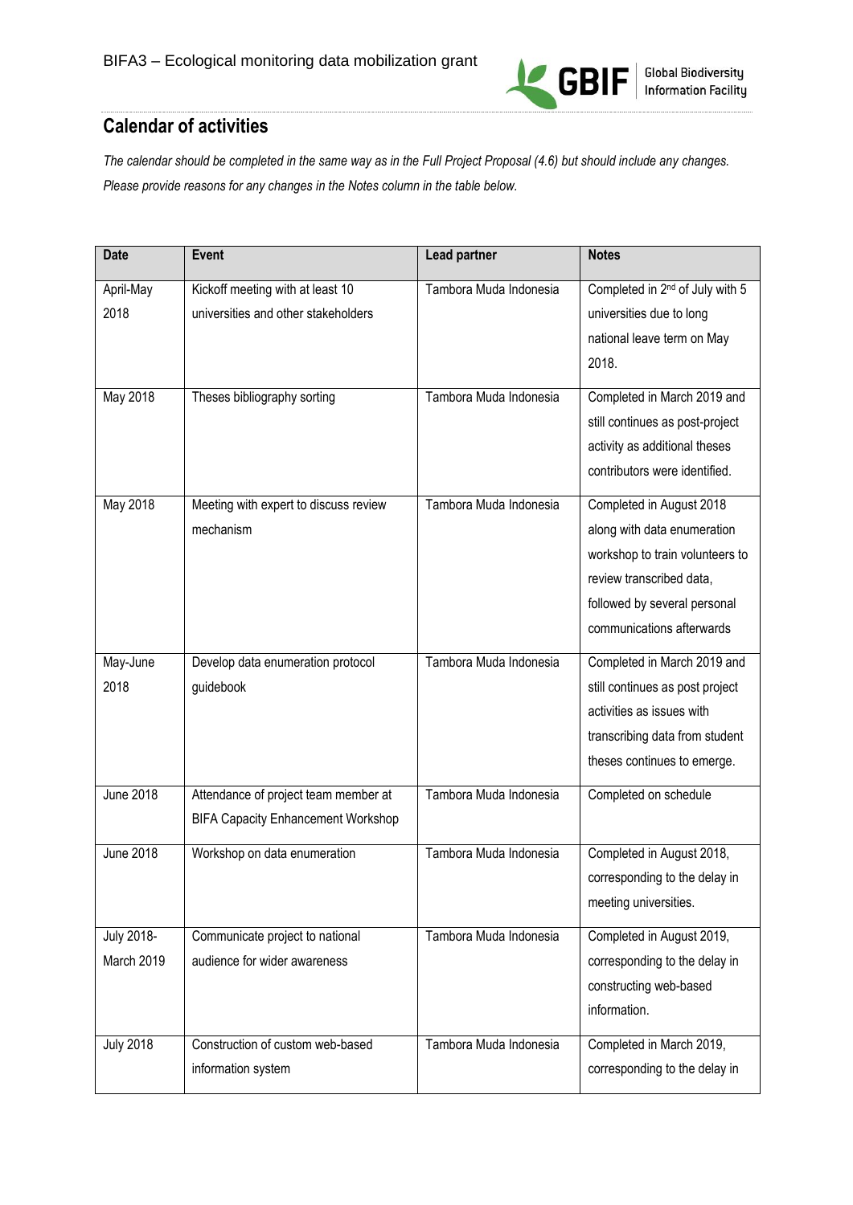## Calendar of activities

*The calendar should be completed in the same way as in the Full Project Proposal (4.6) but should include any changes. Please provide reasons for any changes in the Notes column in the table below.*

| Date | Event | Lead partner | Notes |
|---|---|---|---|
| April-May 2018 | Kickoff meeting with at least 10 universities and other stakeholders | Tambora Muda Indonesia | Completed in 2nd of July with 5 universities due to long national leave term on May 2018. |
| May 2018 | Theses bibliography sorting | Tambora Muda Indonesia | Completed in March 2019 and still continues as post-project activity as additional theses contributors were identified. |
| May 2018 | Meeting with expert to discuss review mechanism | Tambora Muda Indonesia | Completed in August 2018 along with data enumeration workshop to train volunteers to review transcribed data, followed by several personal communications afterwards |
| May-June 2018 | Develop data enumeration protocol guidebook | Tambora Muda Indonesia | Completed in March 2019 and still continues as post project activities as issues with transcribing data from student theses continues to emerge. |
| June 2018 | Attendance of project team member at BIFA Capacity Enhancement Workshop | Tambora Muda Indonesia | Completed on schedule |
| June 2018 | Workshop on data enumeration | Tambora Muda Indonesia | Completed in August 2018, corresponding to the delay in meeting universities. |
| July 2018-March 2019 | Communicate project to national audience for wider awareness | Tambora Muda Indonesia | Completed in August 2019, corresponding to the delay in constructing web-based information. |
| July 2018 | Construction of custom web-based information system | Tambora Muda Indonesia | Completed in March 2019, corresponding to the delay in |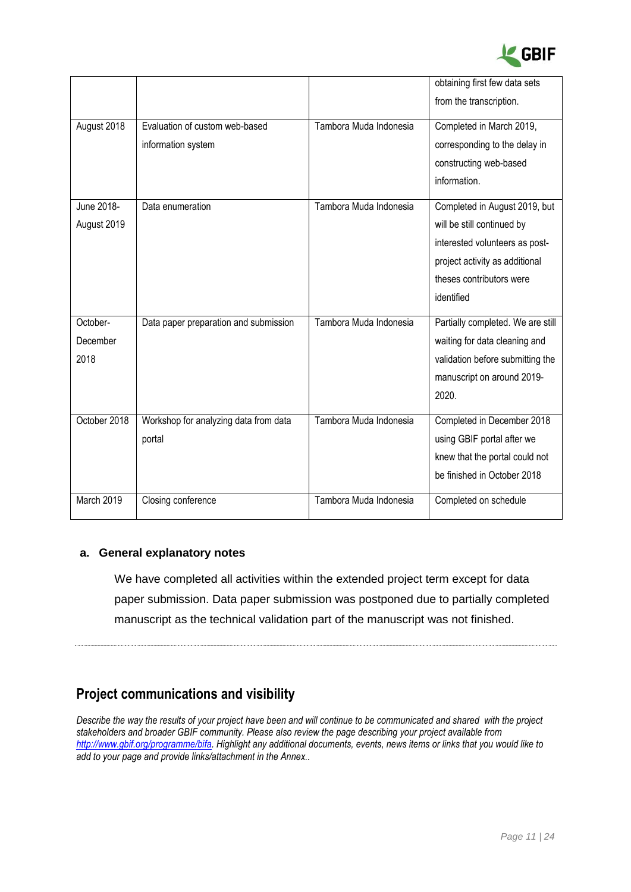| | | | obtaining first few data sets from the transcription. |
|---|---|---|---|
| August 2018 | Evaluation of custom web-based information system | Tambora Muda Indonesia | Completed in March 2019, corresponding to the delay in constructing web-based information. |
| June 2018-August 2019 | Data enumeration | Tambora Muda Indonesia | Completed in August 2019, but will be still continued by interested volunteers as post-project activity as additional theses contributors were identified |
| October-December 2018 | Data paper preparation and submission | Tambora Muda Indonesia | Partially completed. We are still waiting for data cleaning and validation before submitting the manuscript on around 2019-2020. |
| October 2018 | Workshop for analyzing data from data portal | Tambora Muda Indonesia | Completed in December 2018 using GBIF portal after we knew that the portal could not be finished in October 2018 |
| March 2019 | Closing conference | Tambora Muda Indonesia | Completed on schedule |

**a. General explanatory notes**

We have completed all activities within the extended project term except for data paper submission. Data paper submission was postponed due to partially completed manuscript as the technical validation part of the manuscript was not finished.

## Project communications and visibility

*Describe the way the results of your project have been and will continue to be communicated and shared with the project stakeholders and broader GBIF community. Please also review the page describing your project available from [http://www.gbif.org/programme/bifa](http://www.gbif.org/programme/bifa). Highlight any additional documents, events, news items or links that you would like to add to your page and provide links/attachment in the Annex..*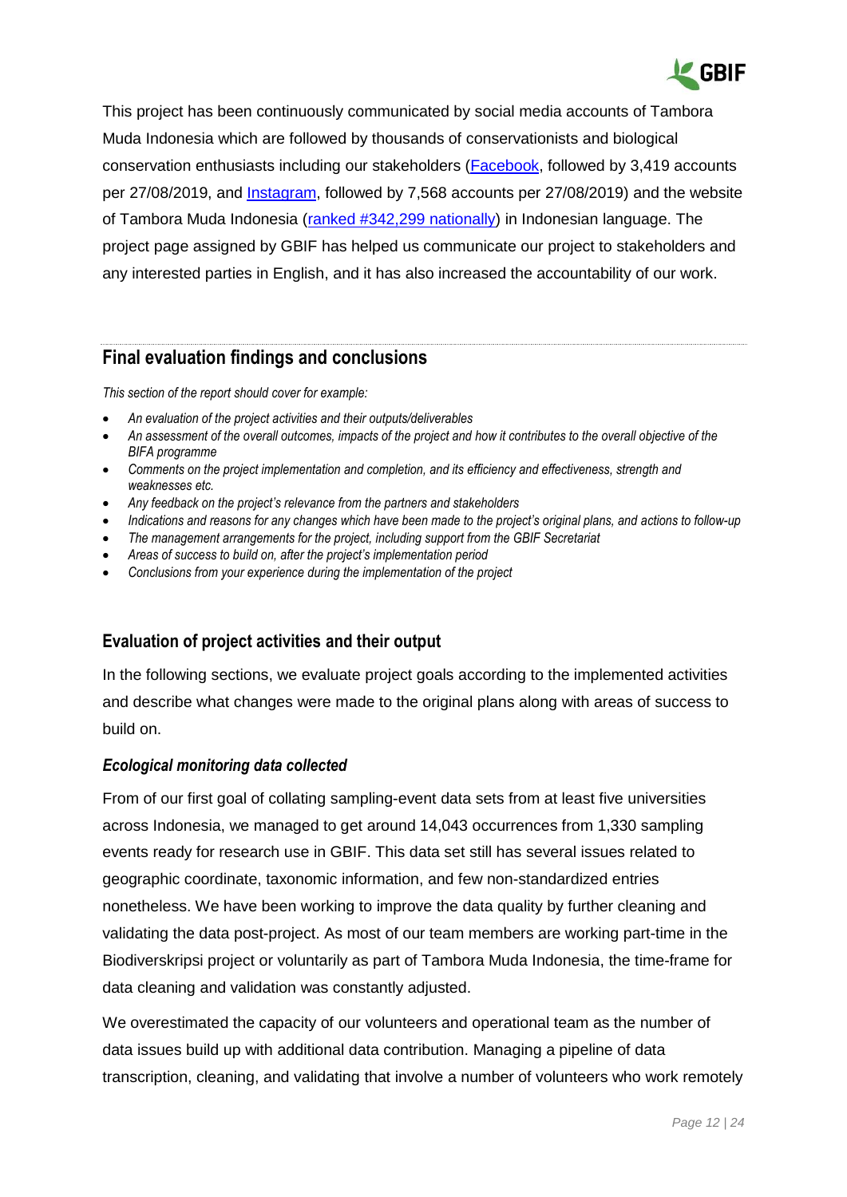This project has been continuously communicated by social media accounts of Tambora Muda Indonesia which are followed by thousands of conservationists and biological conservation enthusiasts including our stakeholders (Facebook, followed by 3,419 accounts per 27/08/2019, and Instagram, followed by 7,568 accounts per 27/08/2019) and the website of Tambora Muda Indonesia (ranked #342,299 nationally) in Indonesian language. The project page assigned by GBIF has helped us communicate our project to stakeholders and any interested parties in English, and it has also increased the accountability of our work.

## Final evaluation findings and conclusions

*This section of the report should cover for example:*

- *An evaluation of the project activities and their outputs/deliverables*
- *An assessment of the overall outcomes, impacts of the project and how it contributes to the overall objective of the BIFA programme*
- *Comments on the project implementation and completion, and its efficiency and effectiveness, strength and weaknesses etc.*
- *Any feedback on the project's relevance from the partners and stakeholders*
- *Indications and reasons for any changes which have been made to the project's original plans, and actions to follow-up*
- *The management arrangements for the project, including support from the GBIF Secretariat*
- *Areas of success to build on, after the project's implementation period*
- *Conclusions from your experience during the implementation of the project*

### Evaluation of project activities and their output

In the following sections, we evaluate project goals according to the implemented activities and describe what changes were made to the original plans along with areas of success to build on.

#### *Ecological monitoring data collected*

From of our first goal of collating sampling-event data sets from at least five universities across Indonesia, we managed to get around 14,043 occurrences from 1,330 sampling events ready for research use in GBIF. This data set still has several issues related to geographic coordinate, taxonomic information, and few non-standardized entries nonetheless. We have been working to improve the data quality by further cleaning and validating the data post-project. As most of our team members are working part-time in the Biodiverskripsi project or voluntarily as part of Tambora Muda Indonesia, the time-frame for data cleaning and validation was constantly adjusted.

We overestimated the capacity of our volunteers and operational team as the number of data issues build up with additional data contribution. Managing a pipeline of data transcription, cleaning, and validating that involve a number of volunteers who work remotely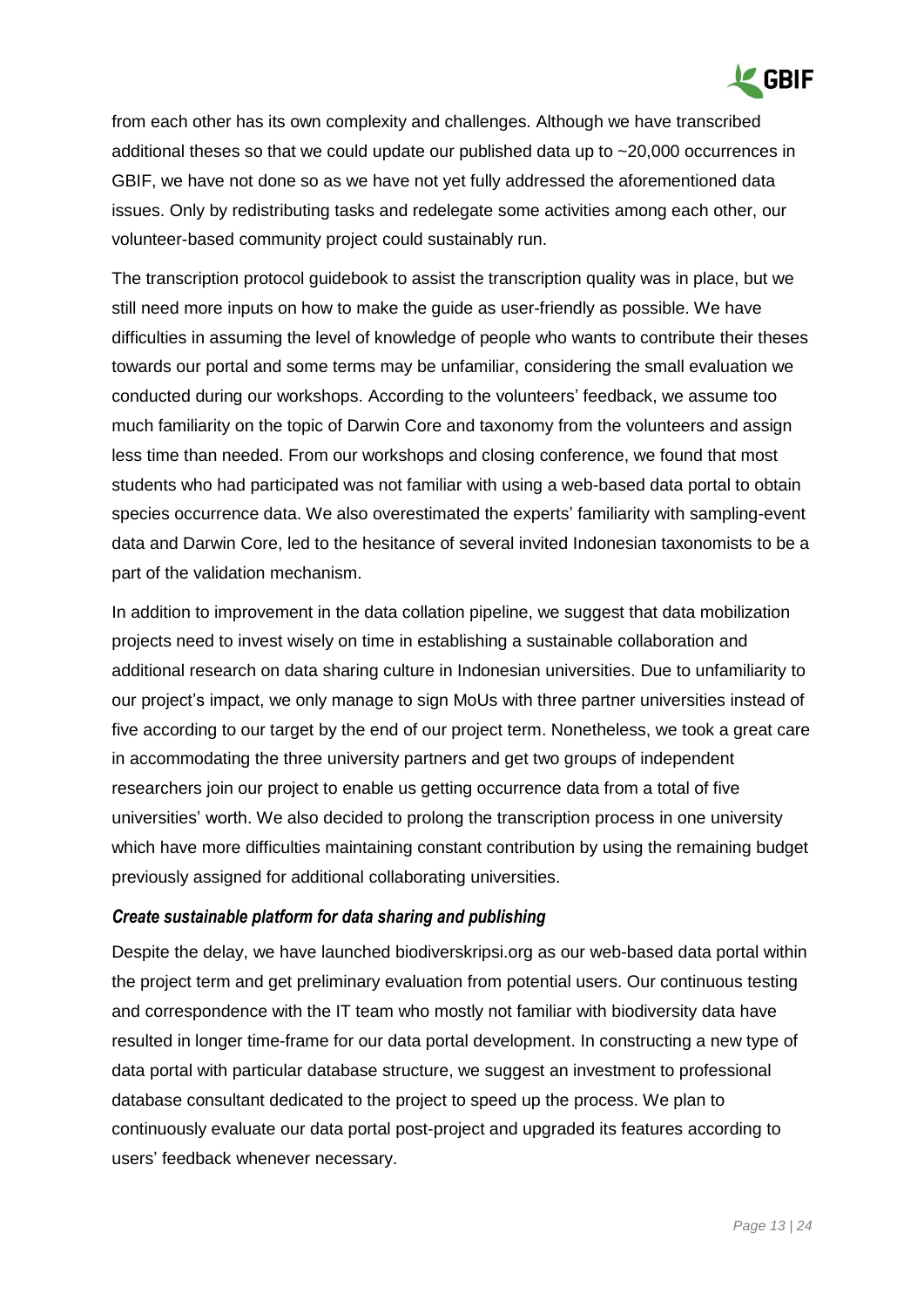from each other has its own complexity and challenges. Although we have transcribed additional theses so that we could update our published data up to ~20,000 occurrences in GBIF, we have not done so as we have not yet fully addressed the aforementioned data issues. Only by redistributing tasks and redelegate some activities among each other, our volunteer-based community project could sustainably run.

The transcription protocol guidebook to assist the transcription quality was in place, but we still need more inputs on how to make the guide as user-friendly as possible. We have difficulties in assuming the level of knowledge of people who wants to contribute their theses towards our portal and some terms may be unfamiliar, considering the small evaluation we conducted during our workshops. According to the volunteers' feedback, we assume too much familiarity on the topic of Darwin Core and taxonomy from the volunteers and assign less time than needed. From our workshops and closing conference, we found that most students who had participated was not familiar with using a web-based data portal to obtain species occurrence data. We also overestimated the experts' familiarity with sampling-event data and Darwin Core, led to the hesitance of several invited Indonesian taxonomists to be a part of the validation mechanism.

In addition to improvement in the data collation pipeline, we suggest that data mobilization projects need to invest wisely on time in establishing a sustainable collaboration and additional research on data sharing culture in Indonesian universities. Due to unfamiliarity to our project's impact, we only manage to sign MoUs with three partner universities instead of five according to our target by the end of our project term. Nonetheless, we took a great care in accommodating the three university partners and get two groups of independent researchers join our project to enable us getting occurrence data from a total of five universities' worth. We also decided to prolong the transcription process in one university which have more difficulties maintaining constant contribution by using the remaining budget previously assigned for additional collaborating universities.

### *Create sustainable platform for data sharing and publishing*

Despite the delay, we have launched biodiverskripsi.org as our web-based data portal within the project term and get preliminary evaluation from potential users. Our continuous testing and correspondence with the IT team who mostly not familiar with biodiversity data have resulted in longer time-frame for our data portal development. In constructing a new type of data portal with particular database structure, we suggest an investment to professional database consultant dedicated to the project to speed up the process. We plan to continuously evaluate our data portal post-project and upgraded its features according to users' feedback whenever necessary.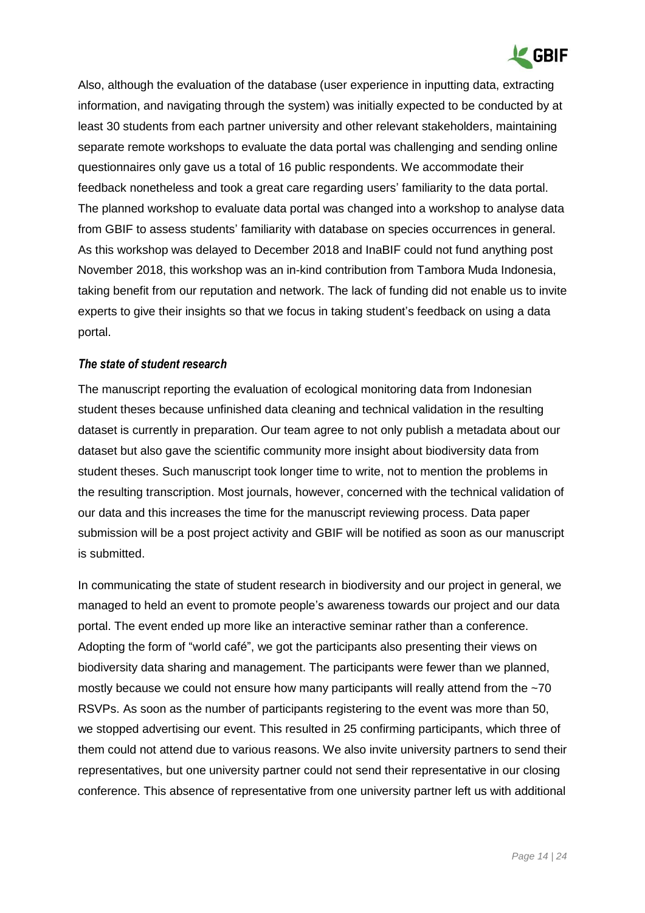Also, although the evaluation of the database (user experience in inputting data, extracting information, and navigating through the system) was initially expected to be conducted by at least 30 students from each partner university and other relevant stakeholders, maintaining separate remote workshops to evaluate the data portal was challenging and sending online questionnaires only gave us a total of 16 public respondents. We accommodate their feedback nonetheless and took a great care regarding users' familiarity to the data portal. The planned workshop to evaluate data portal was changed into a workshop to analyse data from GBIF to assess students' familiarity with database on species occurrences in general. As this workshop was delayed to December 2018 and InaBIF could not fund anything post November 2018, this workshop was an in-kind contribution from Tambora Muda Indonesia, taking benefit from our reputation and network. The lack of funding did not enable us to invite experts to give their insights so that we focus in taking student's feedback on using a data portal.

### *The state of student research*

The manuscript reporting the evaluation of ecological monitoring data from Indonesian student theses because unfinished data cleaning and technical validation in the resulting dataset is currently in preparation. Our team agree to not only publish a metadata about our dataset but also gave the scientific community more insight about biodiversity data from student theses. Such manuscript took longer time to write, not to mention the problems in the resulting transcription. Most journals, however, concerned with the technical validation of our data and this increases the time for the manuscript reviewing process. Data paper submission will be a post project activity and GBIF will be notified as soon as our manuscript is submitted.

In communicating the state of student research in biodiversity and our project in general, we managed to held an event to promote people's awareness towards our project and our data portal. The event ended up more like an interactive seminar rather than a conference. Adopting the form of "world café", we got the participants also presenting their views on biodiversity data sharing and management. The participants were fewer than we planned, mostly because we could not ensure how many participants will really attend from the ~70 RSVPs. As soon as the number of participants registering to the event was more than 50, we stopped advertising our event. This resulted in 25 confirming participants, which three of them could not attend due to various reasons. We also invite university partners to send their representatives, but one university partner could not send their representative in our closing conference. This absence of representative from one university partner left us with additional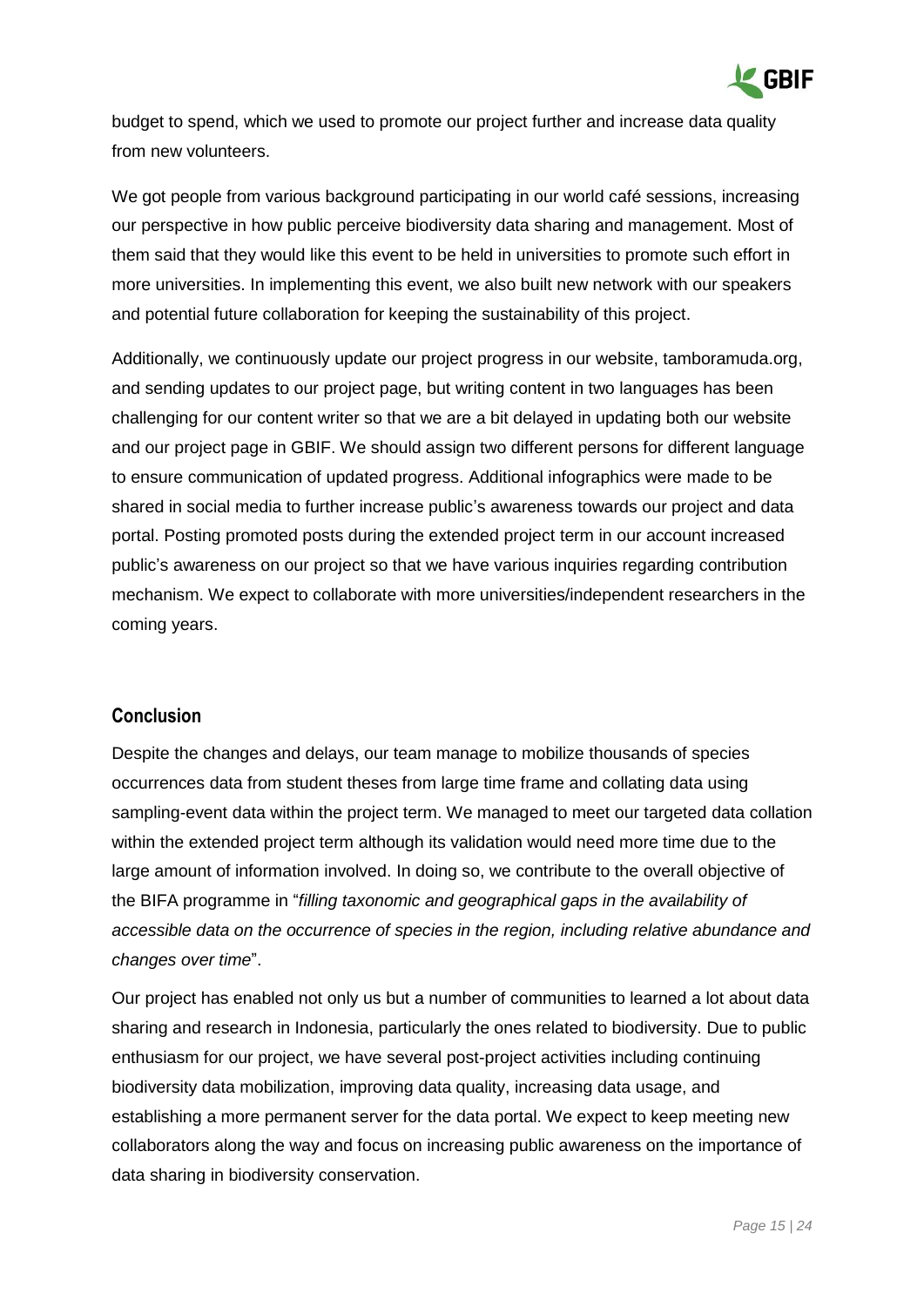budget to spend, which we used to promote our project further and increase data quality from new volunteers.

We got people from various background participating in our world café sessions, increasing our perspective in how public perceive biodiversity data sharing and management. Most of them said that they would like this event to be held in universities to promote such effort in more universities. In implementing this event, we also built new network with our speakers and potential future collaboration for keeping the sustainability of this project.

Additionally, we continuously update our project progress in our website, tamboramuda.org, and sending updates to our project page, but writing content in two languages has been challenging for our content writer so that we are a bit delayed in updating both our website and our project page in GBIF. We should assign two different persons for different language to ensure communication of updated progress. Additional infographics were made to be shared in social media to further increase public's awareness towards our project and data portal. Posting promoted posts during the extended project term in our account increased public's awareness on our project so that we have various inquiries regarding contribution mechanism. We expect to collaborate with more universities/independent researchers in the coming years.

## Conclusion

Despite the changes and delays, our team manage to mobilize thousands of species occurrences data from student theses from large time frame and collating data using sampling-event data within the project term. We managed to meet our targeted data collation within the extended project term although its validation would need more time due to the large amount of information involved. In doing so, we contribute to the overall objective of the BIFA programme in "*filling taxonomic and geographical gaps in the availability of accessible data on the occurrence of species in the region, including relative abundance and changes over time*".

Our project has enabled not only us but a number of communities to learned a lot about data sharing and research in Indonesia, particularly the ones related to biodiversity. Due to public enthusiasm for our project, we have several post-project activities including continuing biodiversity data mobilization, improving data quality, increasing data usage, and establishing a more permanent server for the data portal. We expect to keep meeting new collaborators along the way and focus on increasing public awareness on the importance of data sharing in biodiversity conservation.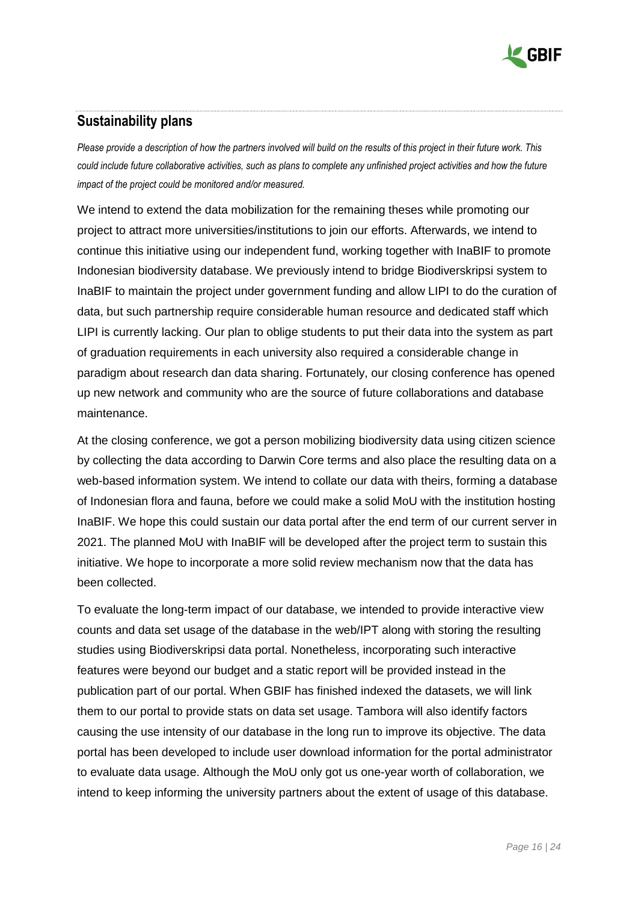## Sustainability plans

*Please provide a description of how the partners involved will build on the results of this project in their future work. This could include future collaborative activities, such as plans to complete any unfinished project activities and how the future impact of the project could be monitored and/or measured.*

We intend to extend the data mobilization for the remaining theses while promoting our project to attract more universities/institutions to join our efforts. Afterwards, we intend to continue this initiative using our independent fund, working together with InaBIF to promote Indonesian biodiversity database. We previously intend to bridge Biodiverskripsi system to InaBIF to maintain the project under government funding and allow LIPI to do the curation of data, but such partnership require considerable human resource and dedicated staff which LIPI is currently lacking. Our plan to oblige students to put their data into the system as part of graduation requirements in each university also required a considerable change in paradigm about research dan data sharing. Fortunately, our closing conference has opened up new network and community who are the source of future collaborations and database maintenance.

At the closing conference, we got a person mobilizing biodiversity data using citizen science by collecting the data according to Darwin Core terms and also place the resulting data on a web-based information system. We intend to collate our data with theirs, forming a database of Indonesian flora and fauna, before we could make a solid MoU with the institution hosting InaBIF. We hope this could sustain our data portal after the end term of our current server in 2021. The planned MoU with InaBIF will be developed after the project term to sustain this initiative. We hope to incorporate a more solid review mechanism now that the data has been collected.

To evaluate the long-term impact of our database, we intended to provide interactive view counts and data set usage of the database in the web/IPT along with storing the resulting studies using Biodiverskripsi data portal. Nonetheless, incorporating such interactive features were beyond our budget and a static report will be provided instead in the publication part of our portal. When GBIF has finished indexed the datasets, we will link them to our portal to provide stats on data set usage. Tambora will also identify factors causing the use intensity of our database in the long run to improve its objective. The data portal has been developed to include user download information for the portal administrator to evaluate data usage. Although the MoU only got us one-year worth of collaboration, we intend to keep informing the university partners about the extent of usage of this database.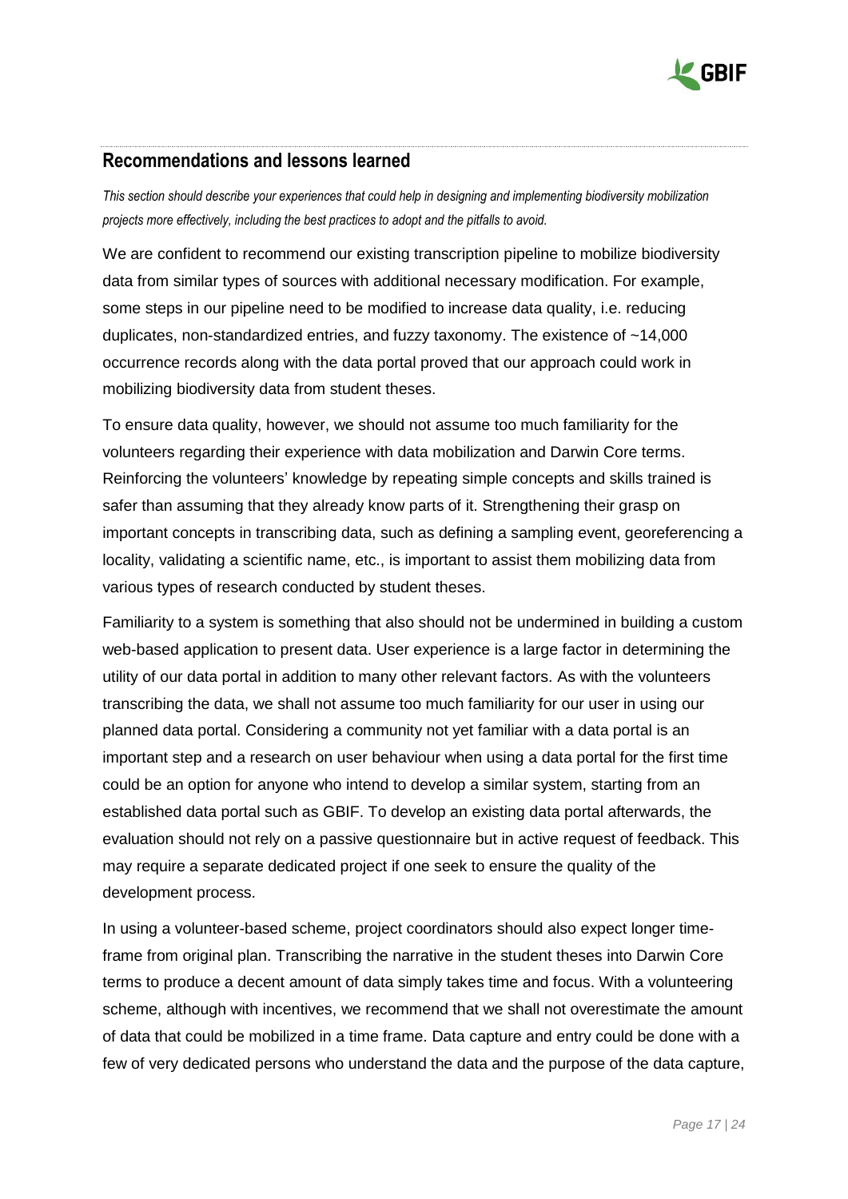## Recommendations and lessons learned

*This section should describe your experiences that could help in designing and implementing biodiversity mobilization projects more effectively, including the best practices to adopt and the pitfalls to avoid.*

We are confident to recommend our existing transcription pipeline to mobilize biodiversity data from similar types of sources with additional necessary modification. For example, some steps in our pipeline need to be modified to increase data quality, i.e. reducing duplicates, non-standardized entries, and fuzzy taxonomy. The existence of ~14,000 occurrence records along with the data portal proved that our approach could work in mobilizing biodiversity data from student theses.

To ensure data quality, however, we should not assume too much familiarity for the volunteers regarding their experience with data mobilization and Darwin Core terms. Reinforcing the volunteers' knowledge by repeating simple concepts and skills trained is safer than assuming that they already know parts of it. Strengthening their grasp on important concepts in transcribing data, such as defining a sampling event, georeferencing a locality, validating a scientific name, etc., is important to assist them mobilizing data from various types of research conducted by student theses.

Familiarity to a system is something that also should not be undermined in building a custom web-based application to present data. User experience is a large factor in determining the utility of our data portal in addition to many other relevant factors. As with the volunteers transcribing the data, we shall not assume too much familiarity for our user in using our planned data portal. Considering a community not yet familiar with a data portal is an important step and a research on user behaviour when using a data portal for the first time could be an option for anyone who intend to develop a similar system, starting from an established data portal such as GBIF. To develop an existing data portal afterwards, the evaluation should not rely on a passive questionnaire but in active request of feedback. This may require a separate dedicated project if one seek to ensure the quality of the development process.

In using a volunteer-based scheme, project coordinators should also expect longer time-frame from original plan. Transcribing the narrative in the student theses into Darwin Core terms to produce a decent amount of data simply takes time and focus. With a volunteering scheme, although with incentives, we recommend that we shall not overestimate the amount of data that could be mobilized in a time frame. Data capture and entry could be done with a few of very dedicated persons who understand the data and the purpose of the data capture,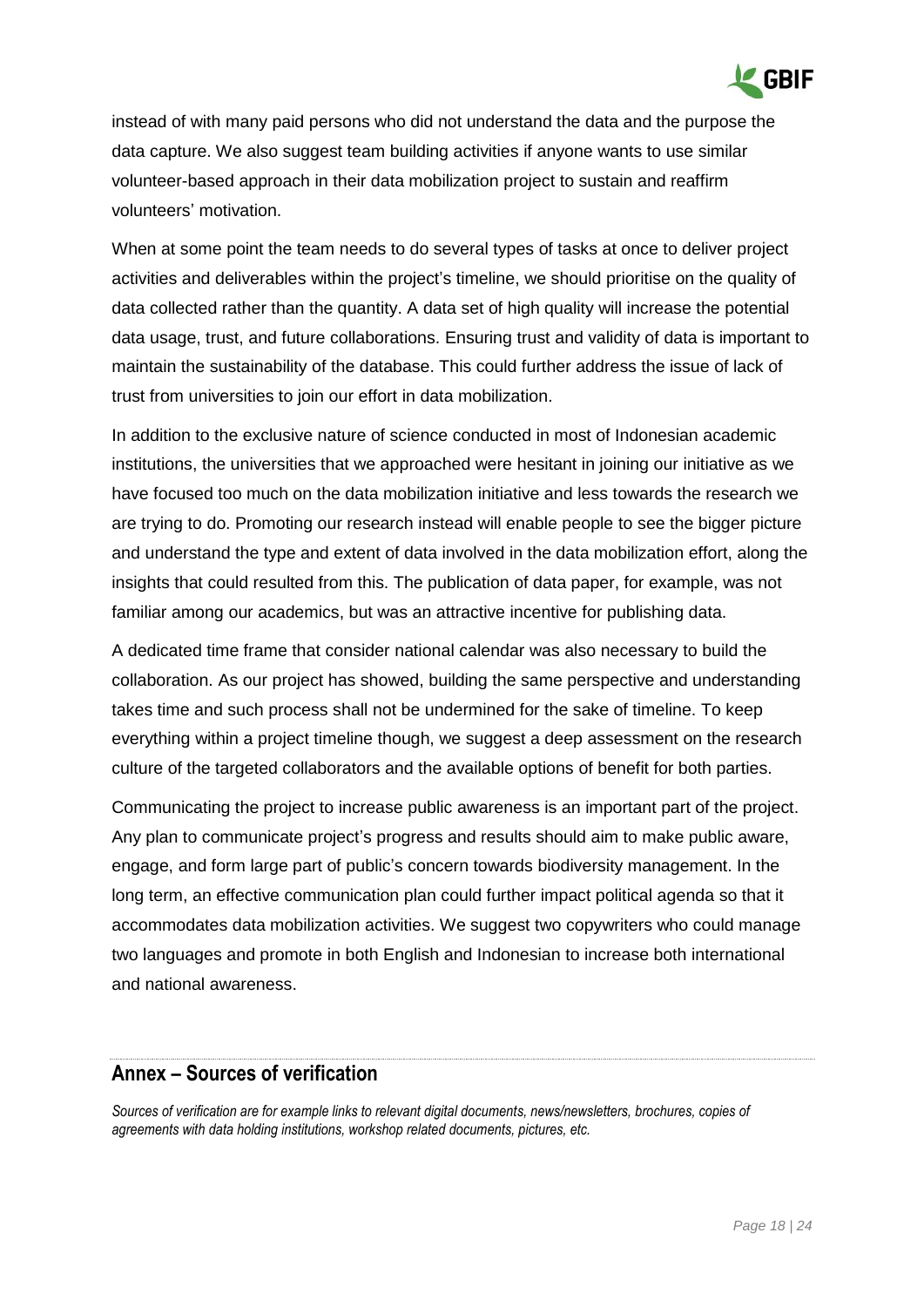instead of with many paid persons who did not understand the data and the purpose the data capture. We also suggest team building activities if anyone wants to use similar volunteer-based approach in their data mobilization project to sustain and reaffirm volunteers' motivation.

When at some point the team needs to do several types of tasks at once to deliver project activities and deliverables within the project's timeline, we should prioritise on the quality of data collected rather than the quantity. A data set of high quality will increase the potential data usage, trust, and future collaborations. Ensuring trust and validity of data is important to maintain the sustainability of the database. This could further address the issue of lack of trust from universities to join our effort in data mobilization.

In addition to the exclusive nature of science conducted in most of Indonesian academic institutions, the universities that we approached were hesitant in joining our initiative as we have focused too much on the data mobilization initiative and less towards the research we are trying to do. Promoting our research instead will enable people to see the bigger picture and understand the type and extent of data involved in the data mobilization effort, along the insights that could resulted from this. The publication of data paper, for example, was not familiar among our academics, but was an attractive incentive for publishing data.

A dedicated time frame that consider national calendar was also necessary to build the collaboration. As our project has showed, building the same perspective and understanding takes time and such process shall not be undermined for the sake of timeline. To keep everything within a project timeline though, we suggest a deep assessment on the research culture of the targeted collaborators and the available options of benefit for both parties.

Communicating the project to increase public awareness is an important part of the project. Any plan to communicate project's progress and results should aim to make public aware, engage, and form large part of public's concern towards biodiversity management. In the long term, an effective communication plan could further impact political agenda so that it accommodates data mobilization activities. We suggest two copywriters who could manage two languages and promote in both English and Indonesian to increase both international and national awareness.

## Annex – Sources of verification

*Sources of verification are for example links to relevant digital documents, news/newsletters, brochures, copies of agreements with data holding institutions, workshop related documents, pictures, etc.*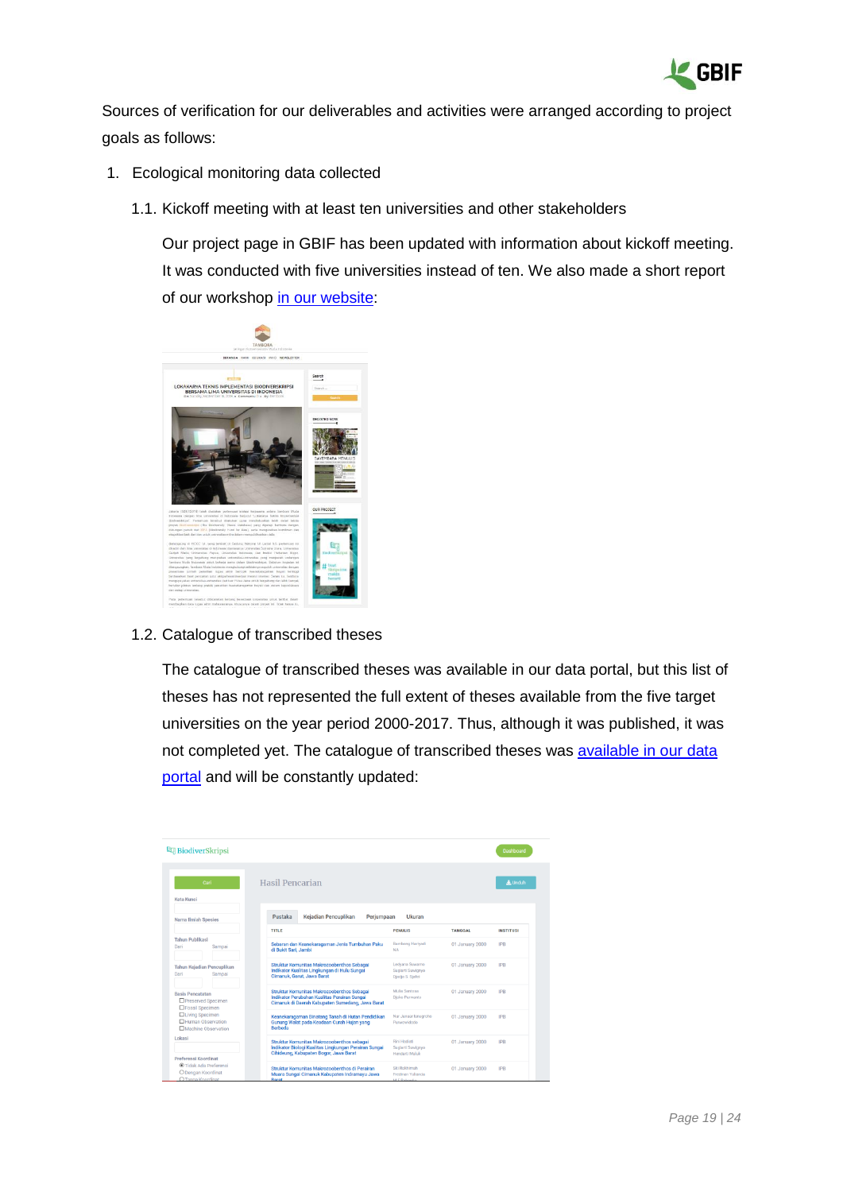Sources of verification for our deliverables and activities were arranged according to project goals as follows:

1. Ecological monitoring data collected

   1.1. Kickoff meeting with at least ten universities and other stakeholders

   Our project page in GBIF has been updated with information about kickoff meeting. It was conducted with five universities instead of ten. We also made a short report of our workshop [in our website](#):

   1.2. Catalogue of transcribed theses

   The catalogue of transcribed theses was available in our data portal, but this list of theses has not represented the full extent of theses available from the five target universities on the year period 2000-2017. Thus, although it was published, it was not completed yet. The catalogue of transcribed theses was [available in our data portal](#) and will be constantly updated: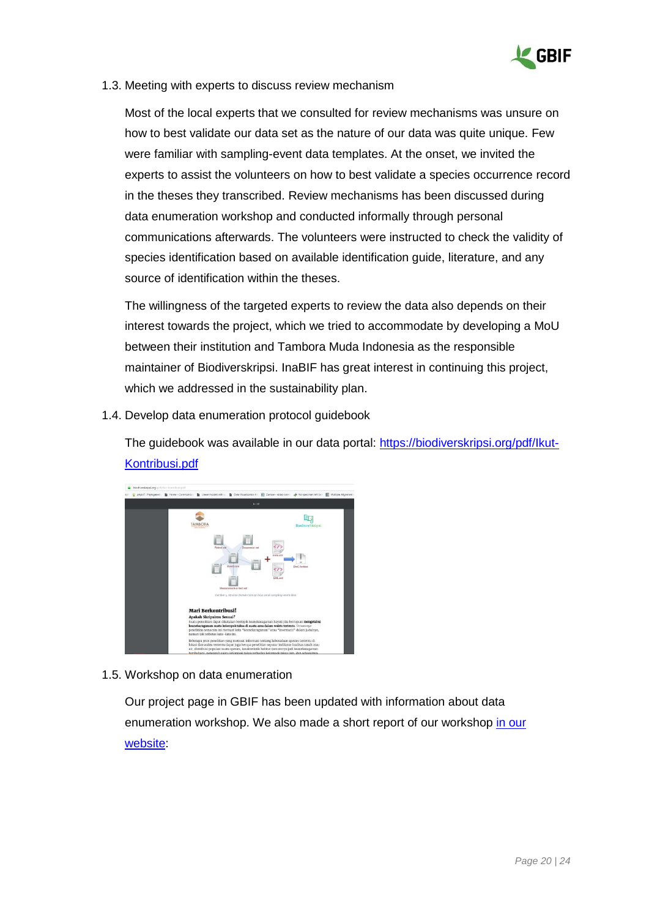1.3. Meeting with experts to discuss review mechanism

Most of the local experts that we consulted for review mechanisms was unsure on how to best validate our data set as the nature of our data was quite unique. Few were familiar with sampling-event data templates. At the onset, we invited the experts to assist the volunteers on how to best validate a species occurrence record in the theses they transcribed. Review mechanisms has been discussed during data enumeration workshop and conducted informally through personal communications afterwards. The volunteers were instructed to check the validity of species identification based on available identification guide, literature, and any source of identification within the theses.

The willingness of the targeted experts to review the data also depends on their interest towards the project, which we tried to accommodate by developing a MoU between their institution and Tambora Muda Indonesia as the responsible maintainer of Biodiverskripsi. InaBIF has great interest in continuing this project, which we addressed in the sustainability plan.

1.4. Develop data enumeration protocol guidebook

The guidebook was available in our data portal: [https://biodiverskripsi.org/pdf/Ikut-Kontribusi.pdf](https://biodiverskripsi.org/pdf/Ikut-Kontribusi.pdf)

1.5. Workshop on data enumeration

Our project page in GBIF has been updated with information about data enumeration workshop. We also made a short report of our workshop [in our website](#):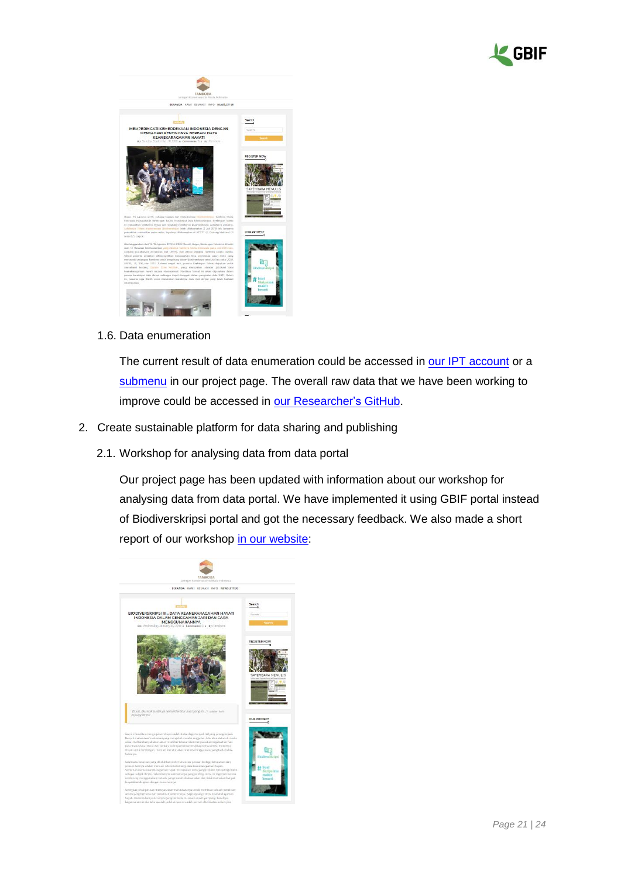1.6. Data enumeration

The current result of data enumeration could be accessed in our IPT account or a submenu in our project page. The overall raw data that we have been working to improve could be accessed in our Researcher's GitHub.

2. Create sustainable platform for data sharing and publishing

2.1. Workshop for analysing data from data portal

Our project page has been updated with information about our workshop for analysing data from data portal. We have implemented it using GBIF portal instead of Biodiverskripsi portal and got the necessary feedback. We also made a short report of our workshop in our website: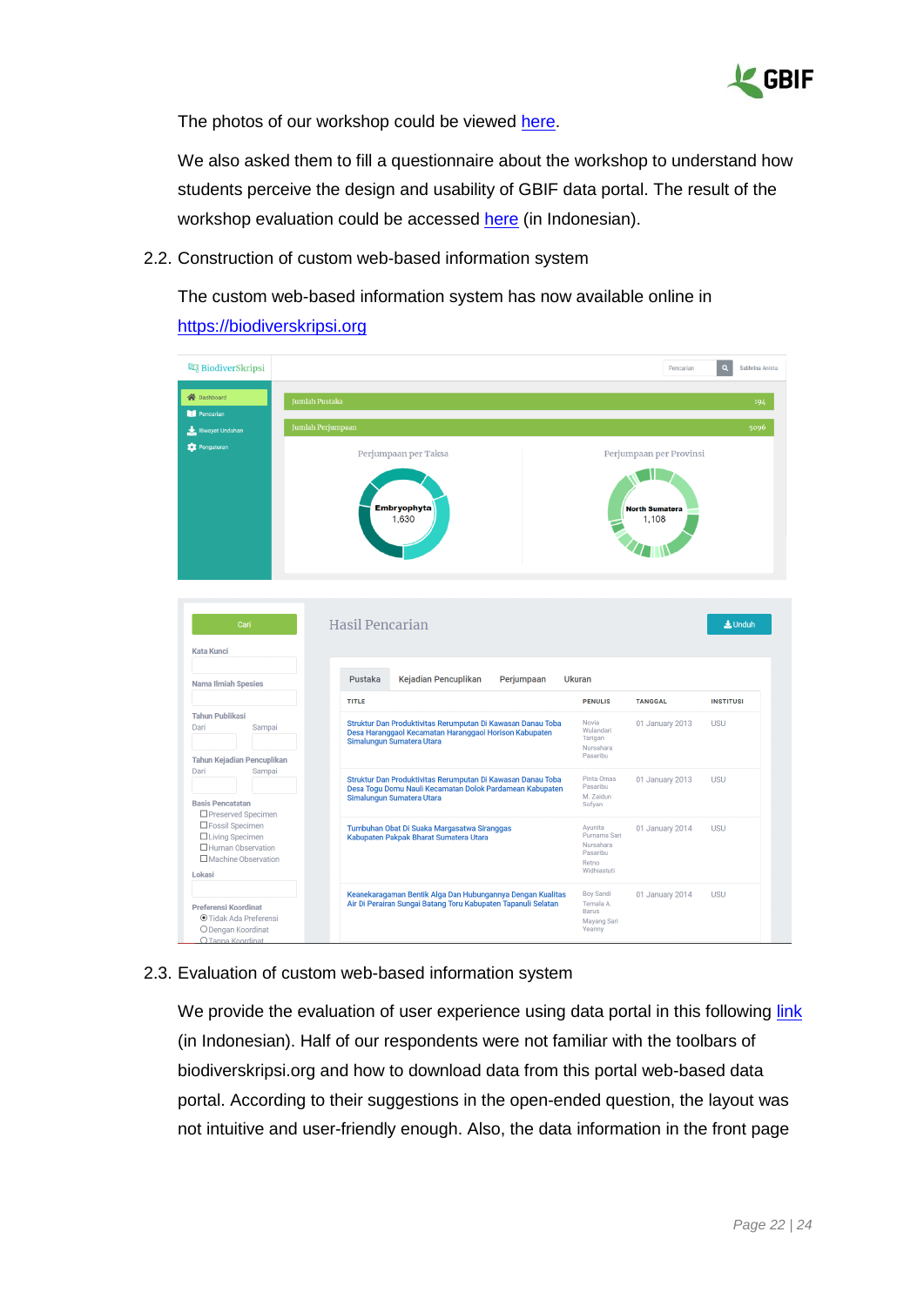The photos of our workshop could be viewed here.

We also asked them to fill a questionnaire about the workshop to understand how students perceive the design and usability of GBIF data portal. The result of the workshop evaluation could be accessed here (in Indonesian).

## 2.2. Construction of custom web-based information system

The custom web-based information system has now available online in https://biodiverskripsi.org

## 2.3. Evaluation of custom web-based information system

We provide the evaluation of user experience using data portal in this following link (in Indonesian). Half of our respondents were not familiar with the toolbars of biodiverskripsi.org and how to download data from this portal web-based data portal. According to their suggestions in the open-ended question, the layout was not intuitive and user-friendly enough. Also, the data information in the front page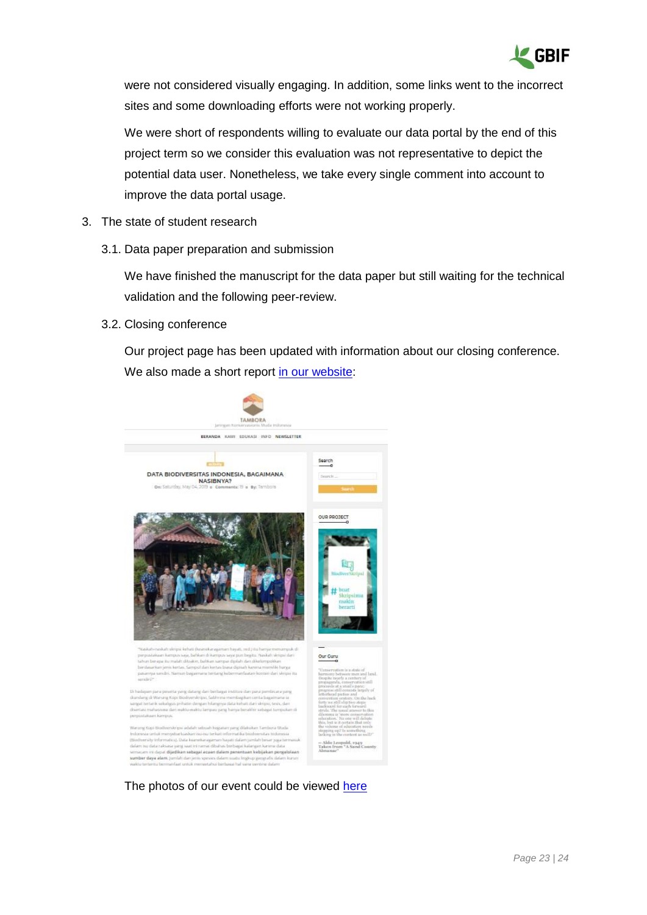were not considered visually engaging. In addition, some links went to the incorrect sites and some downloading efforts were not working properly.

We were short of respondents willing to evaluate our data portal by the end of this project term so we consider this evaluation was not representative to depict the potential data user. Nonetheless, we take every single comment into account to improve the data portal usage.

3. The state of student research

3.1. Data paper preparation and submission

We have finished the manuscript for the data paper but still waiting for the technical validation and the following peer-review.

3.2. Closing conference

Our project page has been updated with information about our closing conference. We also made a short report in our website:

The photos of our event could be viewed here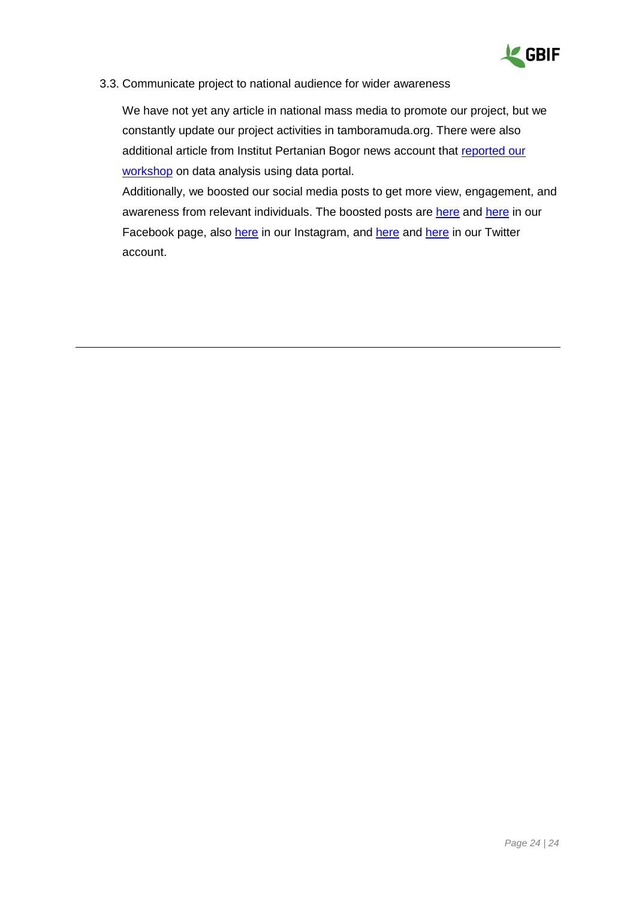### 3.3. Communicate project to national audience for wider awareness

We have not yet any article in national mass media to promote our project, but we constantly update our project activities in tamboramuda.org. There were also additional article from Institut Pertanian Bogor news account that reported our workshop on data analysis using data portal.

Additionally, we boosted our social media posts to get more view, engagement, and awareness from relevant individuals. The boosted posts are here and here in our Facebook page, also here in our Instagram, and here and here in our Twitter account.